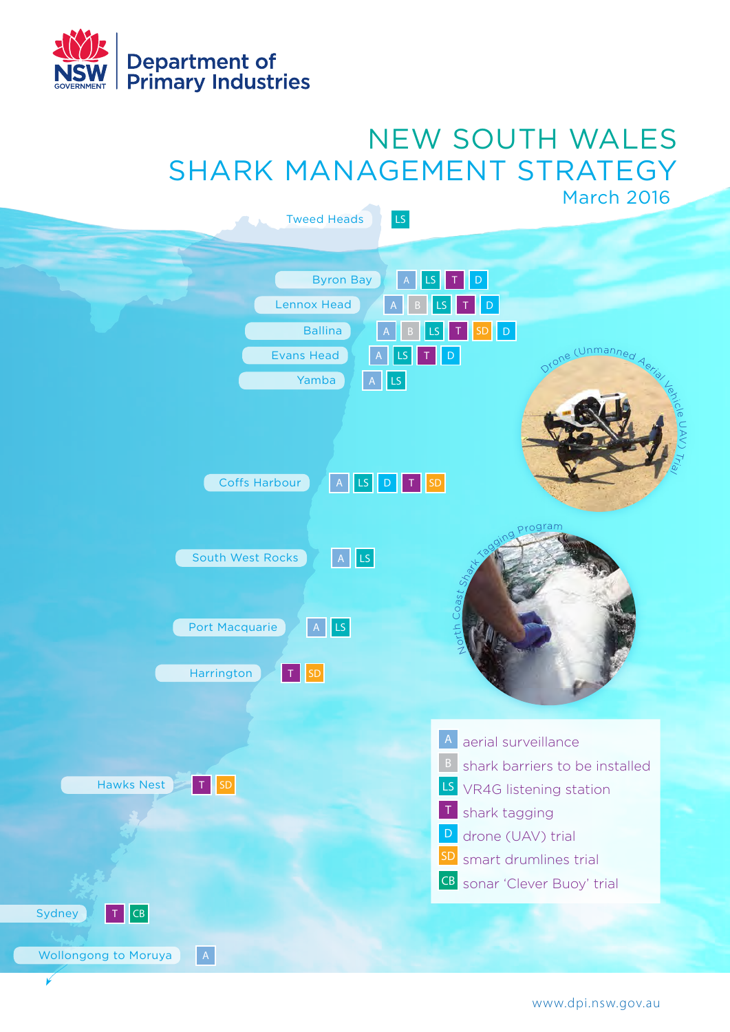Department of Primary Industries

# NEW SOUTH WALES SHARK MANAGEMENT STRATEGY

March 2016

| Location | Measures |
|---|---|
| Tweed Heads | LS |
| Byron Bay | A, LS, T, D |
| Lennox Head | A, B, LS, T, D |
| Ballina | A, B, LS, T, SD, D |
| Evans Head | A, LS, T, D |
| Yamba | A, LS |
| Coffs Harbour | A, LS, D, T, SD |
| South West Rocks | A, LS |
| Port Macquarie | A, LS |
| Harrington | T, SD |
| Hawks Nest | T, SD |
| Sydney | T, CB |
| Wollongong to Moruya | A |

Drone (Unmanned Aerial Vehicle (UAV)) Trial

North Coast Shark Tagging Program

- **A** aerial surveillance
- **B** shark barriers to be installed
- **LS** VR4G listening station
- **T** shark tagging
- **D** drone (UAV) trial
- **SD** smart drumlines trial
- **CB** sonar 'Clever Buoy' trial

www.dpi.nsw.gov.au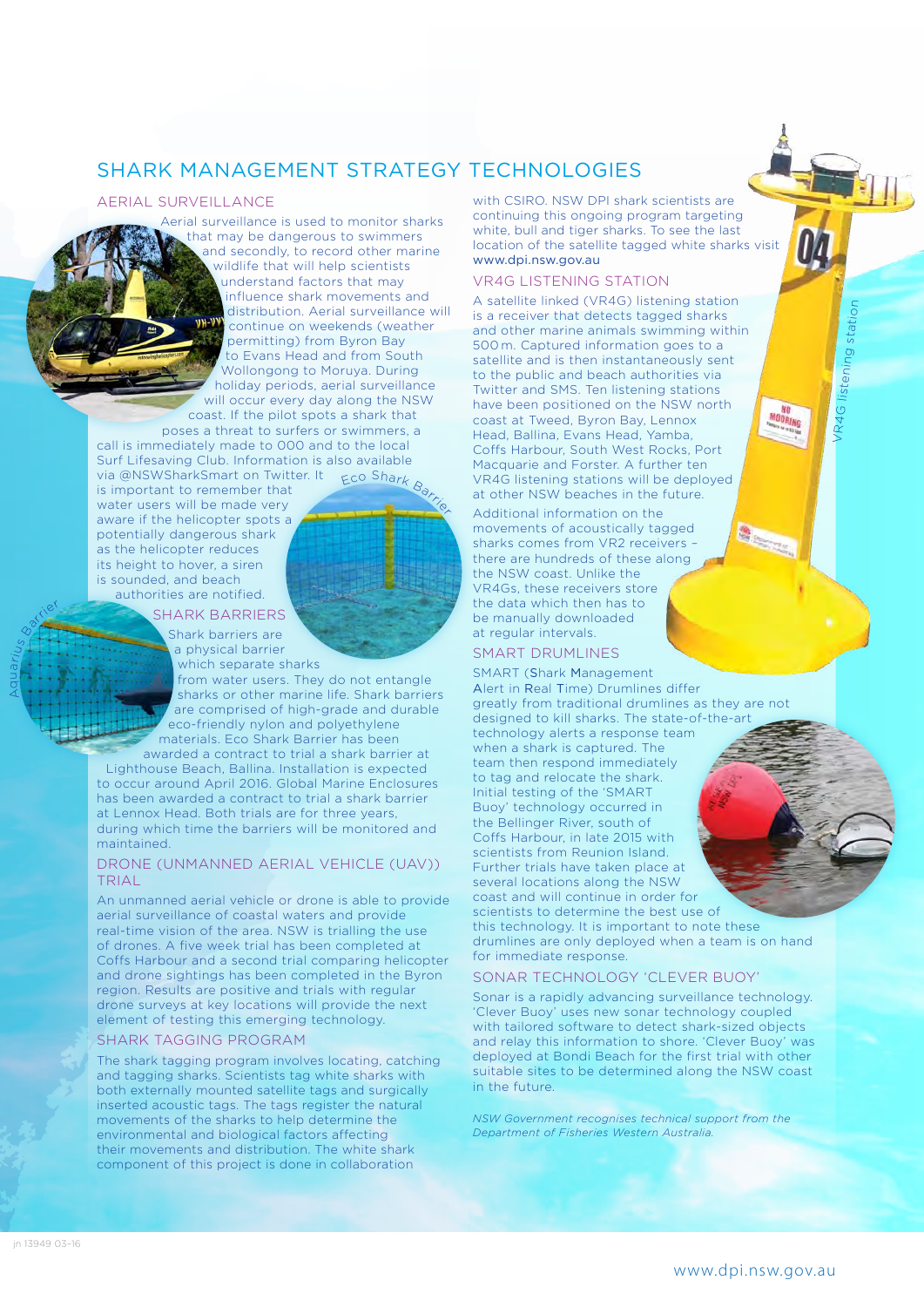# SHARK MANAGEMENT STRATEGY TECHNOLOGIES

## AERIAL SURVEILLANCE

Aerial surveillance is used to monitor sharks that may be dangerous to swimmers and secondly, to record other marine wildlife that will help scientists understand factors that may influence shark movements and distribution. Aerial surveillance will continue on weekends (weather permitting) from Byron Bay to Evans Head and from South Wollongong to Moruya. During holiday periods, aerial surveillance will occur every day along the NSW coast. If the pilot spots a shark that poses a threat to surfers or swimmers, a call is immediately made to 000 and to the local Surf Lifesaving Club. Information is also available via @NSWSharkSmart on Twitter. It is important to remember that water users will be made very aware if the helicopter spots a potentially dangerous shark as the helicopter reduces its height to hover, a siren is sounded, and beach authorities are notified.

Eco Shark Barrier

Aquarius Barrier

## SHARK BARRIERS

Shark barriers are a physical barrier which separate sharks from water users. They do not entangle sharks or other marine life. Shark barriers are comprised of high-grade and durable eco-friendly nylon and polyethylene materials. Eco Shark Barrier has been awarded a contract to trial a shark barrier at Lighthouse Beach, Ballina. Installation is expected to occur around April 2016. Global Marine Enclosures has been awarded a contract to trial a shark barrier at Lennox Head. Both trials are for three years, during which time the barriers will be monitored and maintained.

## DRONE (UNMANNED AERIAL VEHICLE (UAV)) TRIAL

An unmanned aerial vehicle or drone is able to provide aerial surveillance of coastal waters and provide real-time vision of the area. NSW is trialling the use of drones. A five week trial has been completed at Coffs Harbour and a second trial comparing helicopter and drone sightings has been completed in the Byron region. Results are positive and trials with regular drone surveys at key locations will provide the next element of testing this emerging technology.

## SHARK TAGGING PROGRAM

The shark tagging program involves locating, catching and tagging sharks. Scientists tag white sharks with both externally mounted satellite tags and surgically inserted acoustic tags. The tags register the natural movements of the sharks to help determine the environmental and biological factors affecting their movements and distribution. The white shark component of this project is done in collaboration with CSIRO. NSW DPI shark scientists are continuing this ongoing program targeting white, bull and tiger sharks. To see the last location of the satellite tagged white sharks visit www.dpi.nsw.gov.au

## VR4G LISTENING STATION

A satellite linked (VR4G) listening station is a receiver that detects tagged sharks and other marine animals swimming within 500 m. Captured information goes to a satellite and is then instantaneously sent to the public and beach authorities via Twitter and SMS. Ten listening stations have been positioned on the NSW north coast at Tweed, Byron Bay, Lennox Head, Ballina, Evans Head, Yamba, Coffs Harbour, South West Rocks, Port Macquarie and Forster. A further ten VR4G listening stations will be deployed at other NSW beaches in the future.

Additional information on the movements of acoustically tagged sharks comes from VR2 receivers – there are hundreds of these along the NSW coast. Unlike the VR4Gs, these receivers store the data which then has to be manually downloaded at regular intervals.

VR4G listening station

## SMART DRUMLINES

SMART (Shark Management Alert in Real Time) Drumlines differ greatly from traditional drumlines as they are not designed to kill sharks. The state-of-the-art technology alerts a response team when a shark is captured. The team then respond immediately to tag and relocate the shark. Initial testing of the 'SMART Buoy' technology occurred in the Bellinger River, south of Coffs Harbour, in late 2015 with scientists from Reunion Island. Further trials have taken place at several locations along the NSW coast and will continue in order for scientists to determine the best use of this technology. It is important to note these drumlines are only deployed when a team is on hand for immediate response.

## SONAR TECHNOLOGY 'CLEVER BUOY'

Sonar is a rapidly advancing surveillance technology. 'Clever Buoy' uses new sonar technology coupled with tailored software to detect shark-sized objects and relay this information to shore. 'Clever Buoy' was deployed at Bondi Beach for the first trial with other suitable sites to be determined along the NSW coast in the future.

*NSW Government recognises technical support from the Department of Fisheries Western Australia.*

jn 13949 03-16

www.dpi.nsw.gov.au